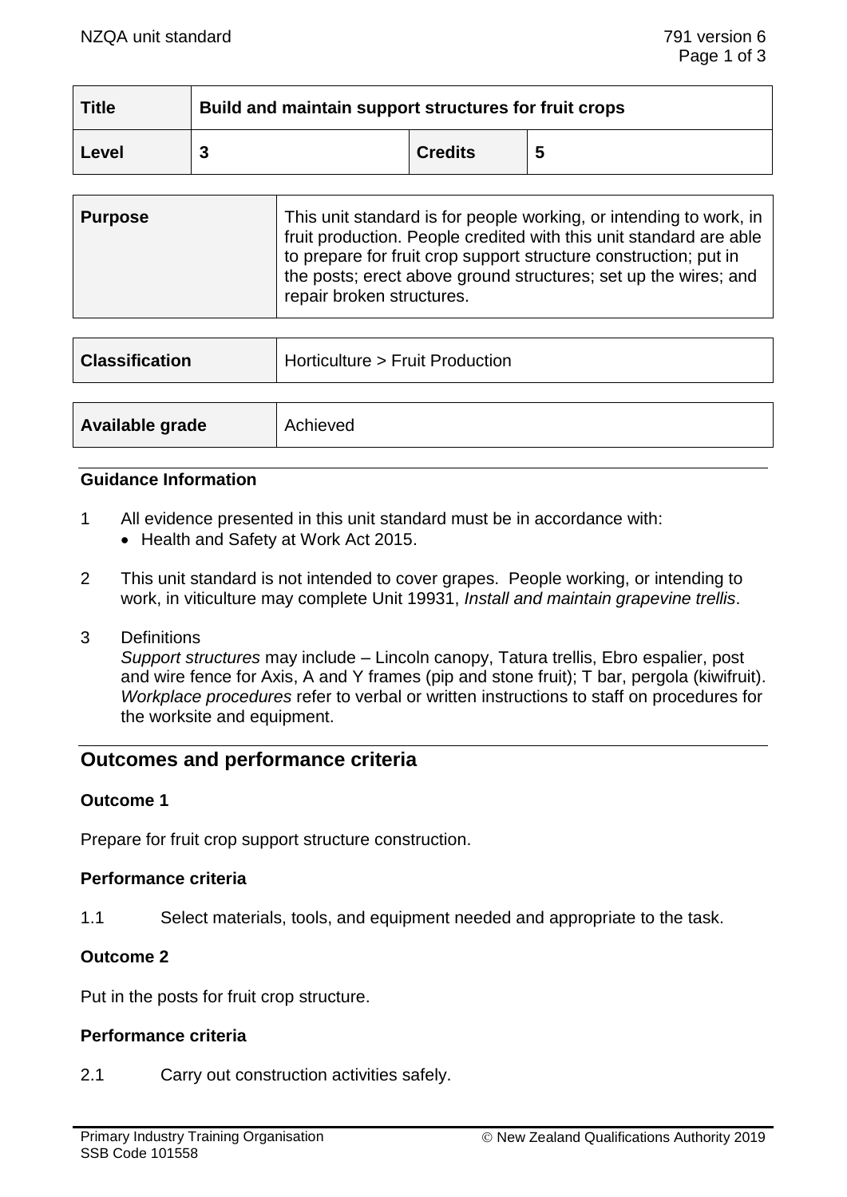| Title | Build and maintain support structures for fruit crops | | |
|---|---|---|---|
| Level | 3 | Credits | 5 |

| Purpose | This unit standard is for people working, or intending to work, in fruit production. People credited with this unit standard are able to prepare for fruit crop support structure construction; put in the posts; erect above ground structures; set up the wires; and repair broken structures. |
|---|---|

| Classification | Horticulture > Fruit Production |
|---|---|

| Available grade | Achieved |
|---|---|

### Guidance Information

1. All evidence presented in this unit standard must be in accordance with:
   - Health and Safety at Work Act 2015.

2. This unit standard is not intended to cover grapes. People working, or intending to work, in viticulture may complete Unit 19931, *Install and maintain grapevine trellis*.

3. Definitions
   *Support structures* may include – Lincoln canopy, Tatura trellis, Ebro espalier, post and wire fence for Axis, A and Y frames (pip and stone fruit); T bar, pergola (kiwifruit).
   *Workplace procedures* refer to verbal or written instructions to staff on procedures for the worksite and equipment.

## Outcomes and performance criteria

### Outcome 1

Prepare for fruit crop support structure construction.

#### Performance criteria

1.1 Select materials, tools, and equipment needed and appropriate to the task.

### Outcome 2

Put in the posts for fruit crop structure.

#### Performance criteria

2.1 Carry out construction activities safely.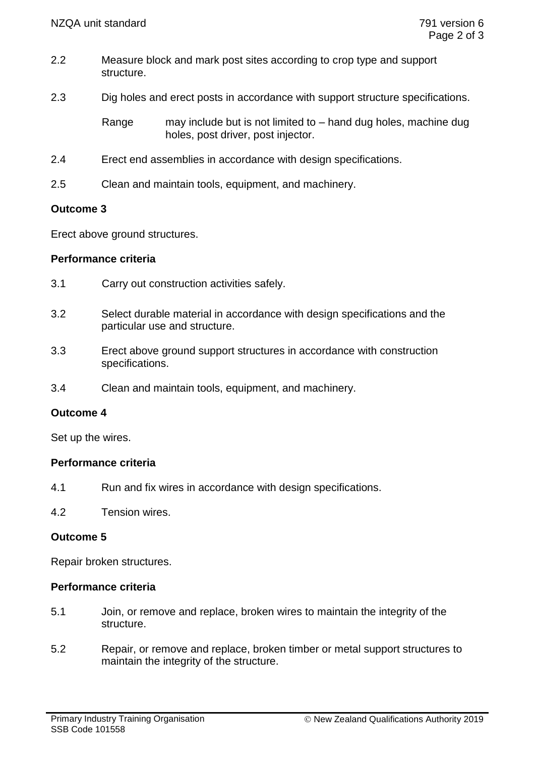2.2 Measure block and mark post sites according to crop type and support structure.

2.3 Dig holes and erect posts in accordance with support structure specifications.

Range may include but is not limited to – hand dug holes, machine dug holes, post driver, post injector.

2.4 Erect end assemblies in accordance with design specifications.

2.5 Clean and maintain tools, equipment, and machinery.

**Outcome 3**

Erect above ground structures.

**Performance criteria**

3.1 Carry out construction activities safely.

3.2 Select durable material in accordance with design specifications and the particular use and structure.

3.3 Erect above ground support structures in accordance with construction specifications.

3.4 Clean and maintain tools, equipment, and machinery.

**Outcome 4**

Set up the wires.

**Performance criteria**

4.1 Run and fix wires in accordance with design specifications.

4.2 Tension wires.

**Outcome 5**

Repair broken structures.

**Performance criteria**

5.1 Join, or remove and replace, broken wires to maintain the integrity of the structure.

5.2 Repair, or remove and replace, broken timber or metal support structures to maintain the integrity of the structure.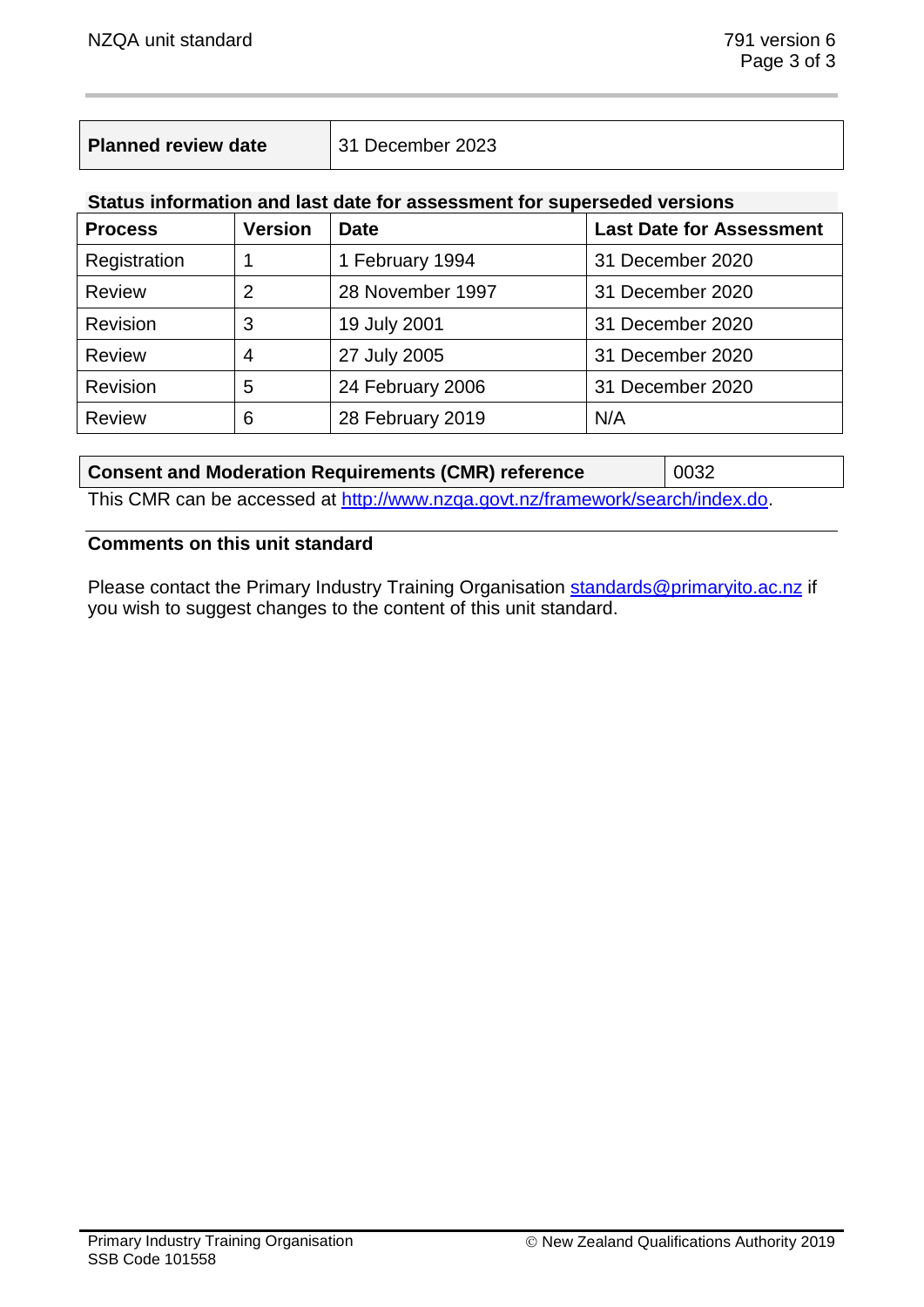| | |
|---|---|
| **Planned review date** | 31 December 2023 |

**Status information and last date for assessment for superseded versions**

| Process | Version | Date | Last Date for Assessment |
|---|---|---|---|
| Registration | 1 | 1 February 1994 | 31 December 2020 |
| Review | 2 | 28 November 1997 | 31 December 2020 |
| Revision | 3 | 19 July 2001 | 31 December 2020 |
| Review | 4 | 27 July 2005 | 31 December 2020 |
| Revision | 5 | 24 February 2006 | 31 December 2020 |
| Review | 6 | 28 February 2019 | N/A |

| | |
|---|---|
| **Consent and Moderation Requirements (CMR) reference** | 0032 |

This CMR can be accessed at http://www.nzqa.govt.nz/framework/search/index.do.

**Comments on this unit standard**

Please contact the Primary Industry Training Organisation standards@primaryito.ac.nz if you wish to suggest changes to the content of this unit standard.

Primary Industry Training Organisation
SSB Code 101558

© New Zealand Qualifications Authority 2019